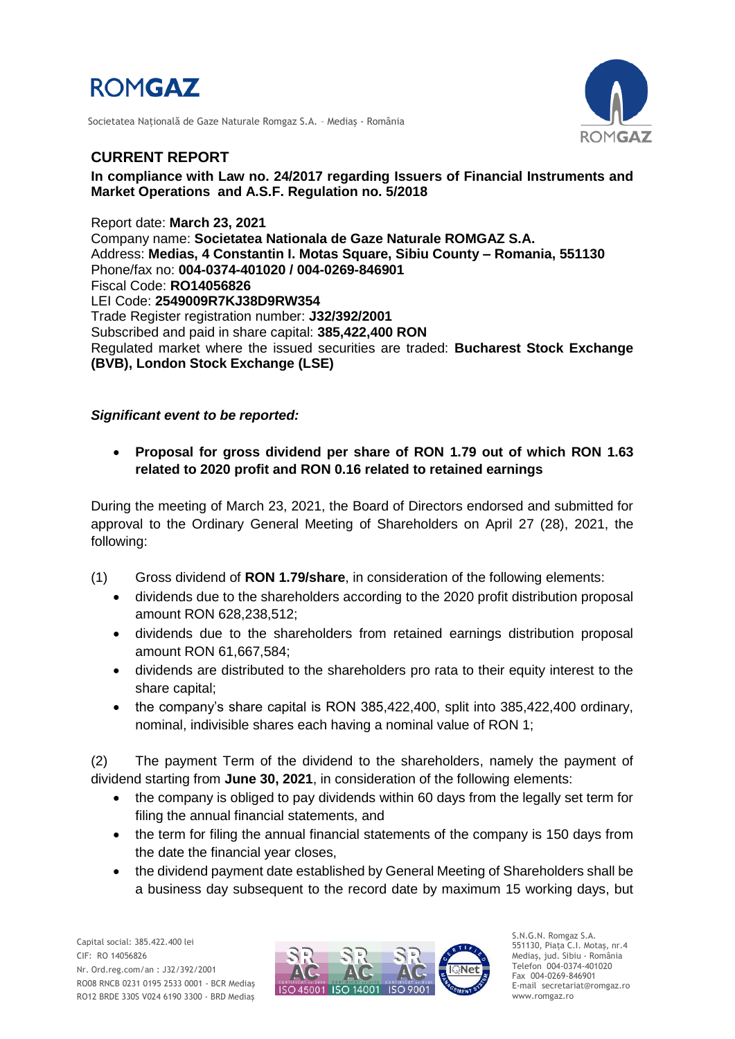# CURRENT REPORT

**In compliance with Law no. 24/2017 regarding Issuers of Financial Instruments and Market Operations and A.S.F. Regulation no. 5/2018**

Report date: **March 23, 2021**
Company name: **Societatea Nationala de Gaze Naturale ROMGAZ S.A.**
Address: **Medias, 4 Constantin I. Motas Square, Sibiu County – Romania, 551130**
Phone/fax no: **004-0374-401020 / 004-0269-846901**
Fiscal Code: **RO14056826**
LEI Code: **2549009R7KJ38D9RW354**
Trade Register registration number: **J32/392/2001**
Subscribed and paid in share capital: **385,422,400 RON**
Regulated market where the issued securities are traded: **Bucharest Stock Exchange (BVB), London Stock Exchange (LSE)**

***Significant event to be reported:***

- **Proposal for gross dividend per share of RON 1.79 out of which RON 1.63 related to 2020 profit and RON 0.16 related to retained earnings**

During the meeting of March 23, 2021, the Board of Directors endorsed and submitted for approval to the Ordinary General Meeting of Shareholders on April 27 (28), 2021, the following:

(1) Gross dividend of **RON 1.79/share**, in consideration of the following elements:

- dividends due to the shareholders according to the 2020 profit distribution proposal amount RON 628,238,512;
- dividends due to the shareholders from retained earnings distribution proposal amount RON 61,667,584;
- dividends are distributed to the shareholders pro rata to their equity interest to the share capital;
- the company's share capital is RON 385,422,400, split into 385,422,400 ordinary, nominal, indivisible shares each having a nominal value of RON 1;

(2) The payment Term of the dividend to the shareholders, namely the payment of dividend starting from **June 30, 2021**, in consideration of the following elements:

- the company is obliged to pay dividends within 60 days from the legally set term for filing the annual financial statements, and
- the term for filing the annual financial statements of the company is 150 days from the date the financial year closes,
- the dividend payment date established by General Meeting of Shareholders shall be a business day subsequent to the record date by maximum 15 working days, but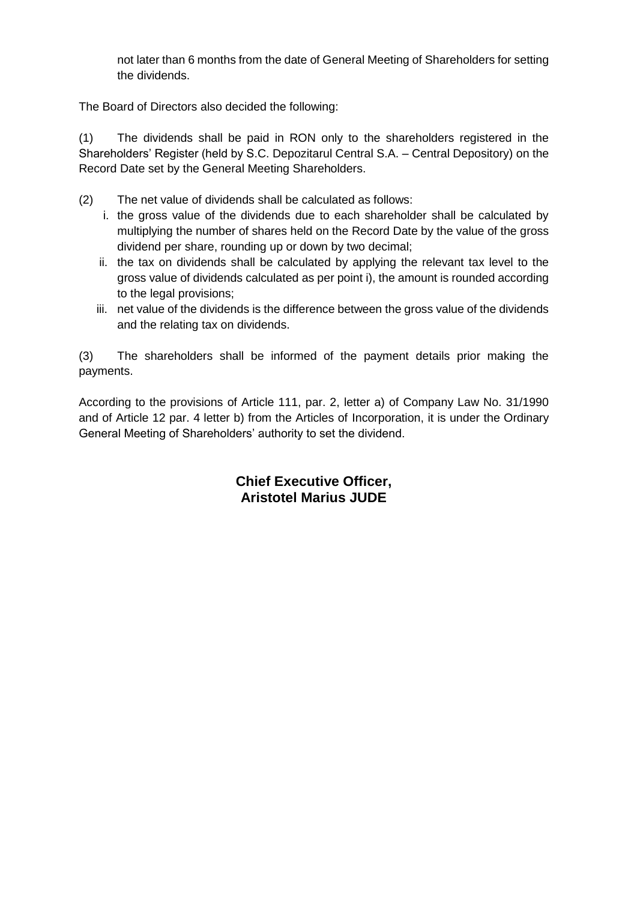not later than 6 months from the date of General Meeting of Shareholders for setting the dividends.

The Board of Directors also decided the following:

(1) The dividends shall be paid in RON only to the shareholders registered in the Shareholders' Register (held by S.C. Depozitarul Central S.A. – Central Depository) on the Record Date set by the General Meeting Shareholders.

(2) The net value of dividends shall be calculated as follows:

i. the gross value of the dividends due to each shareholder shall be calculated by multiplying the number of shares held on the Record Date by the value of the gross dividend per share, rounding up or down by two decimal;
ii. the tax on dividends shall be calculated by applying the relevant tax level to the gross value of dividends calculated as per point i), the amount is rounded according to the legal provisions;
iii. net value of the dividends is the difference between the gross value of the dividends and the relating tax on dividends.

(3) The shareholders shall be informed of the payment details prior making the payments.

According to the provisions of Article 111, par. 2, letter a) of Company Law No. 31/1990 and of Article 12 par. 4 letter b) from the Articles of Incorporation, it is under the Ordinary General Meeting of Shareholders' authority to set the dividend.

**Chief Executive Officer,**
**Aristotel Marius JUDE**